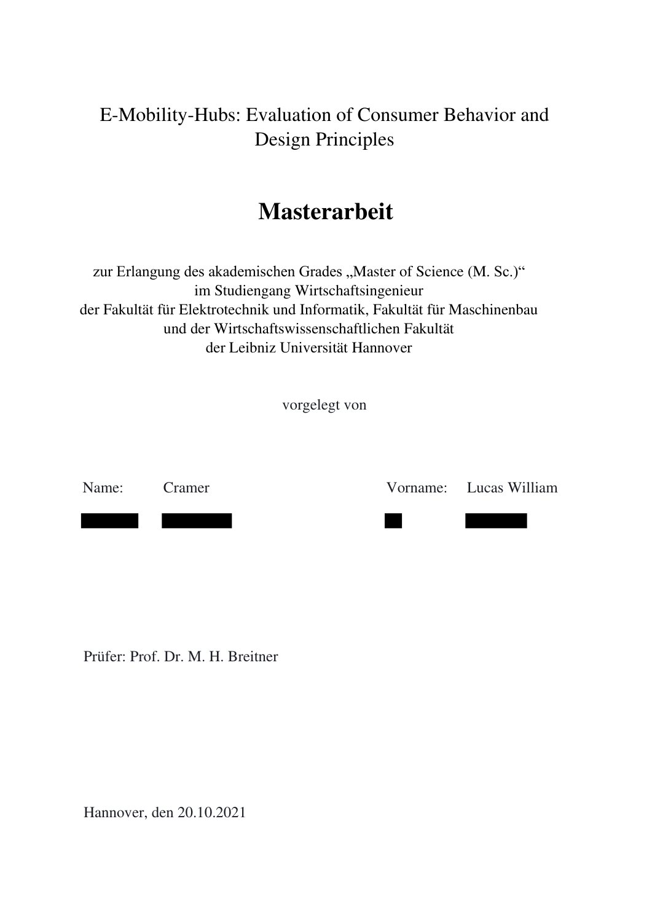E-Mobility-Hubs: Evaluation of Consumer Behavior and Design Principles

# Masterarbeit

zur Erlangung des akademischen Grades „Master of Science (M. Sc.)"
im Studiengang Wirtschaftsingenieur
der Fakultät für Elektrotechnik und Informatik, Fakultät für Maschinenbau
und der Wirtschaftswissenschaftlichen Fakultät
der Leibniz Universität Hannover

vorgelegt von

Name: Cramer    Vorname: Lucas William

Prüfer: Prof. Dr. M. H. Breitner

Hannover, den 20.10.2021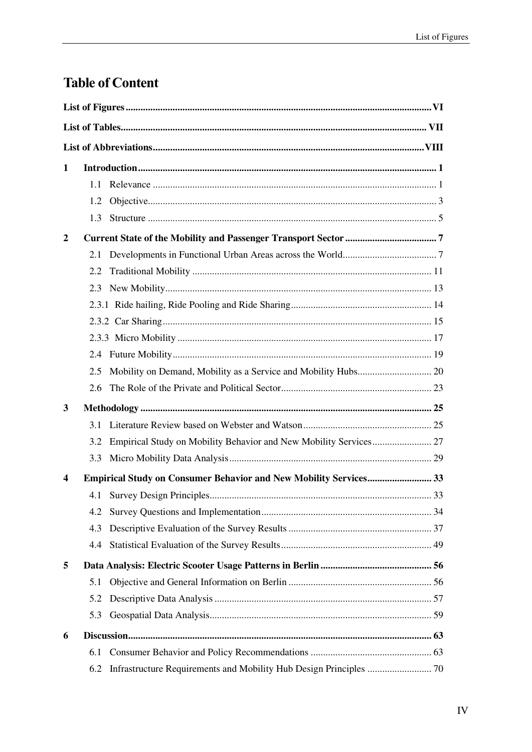# Table of Content

**List of Figures** .......... VI

**List of Tables** .......... VII

**List of Abbreviations** .......... VIII

**1 Introduction** .......... 1

- 1.1 Relevance .......... 1
- 1.2 Objective .......... 3
- 1.3 Structure .......... 5

**2 Current State of the Mobility and Passenger Transport Sector** .......... 7

- 2.1 Developments in Functional Urban Areas across the World .......... 7
- 2.2 Traditional Mobility .......... 11
- 2.3 New Mobility .......... 13
- 2.3.1 Ride hailing, Ride Pooling and Ride Sharing .......... 14
- 2.3.2 Car Sharing .......... 15
- 2.3.3 Micro Mobility .......... 17
- 2.4 Future Mobility .......... 19
- 2.5 Mobility on Demand, Mobility as a Service and Mobility Hubs .......... 20
- 2.6 The Role of the Private and Political Sector .......... 23

**3 Methodology** .......... 25

- 3.1 Literature Review based on Webster and Watson .......... 25
- 3.2 Empirical Study on Mobility Behavior and New Mobility Services .......... 27
- 3.3 Micro Mobility Data Analysis .......... 29

**4 Empirical Study on Consumer Behavior and New Mobility Services** .......... 33

- 4.1 Survey Design Principles .......... 33
- 4.2 Survey Questions and Implementation .......... 34
- 4.3 Descriptive Evaluation of the Survey Results .......... 37
- 4.4 Statistical Evaluation of the Survey Results .......... 49

**5 Data Analysis: Electric Scooter Usage Patterns in Berlin** .......... 56

- 5.1 Objective and General Information on Berlin .......... 56
- 5.2 Descriptive Data Analysis .......... 57
- 5.3 Geospatial Data Analysis .......... 59

**6 Discussion** .......... 63

- 6.1 Consumer Behavior and Policy Recommendations .......... 63
- 6.2 Infrastructure Requirements and Mobility Hub Design Principles .......... 70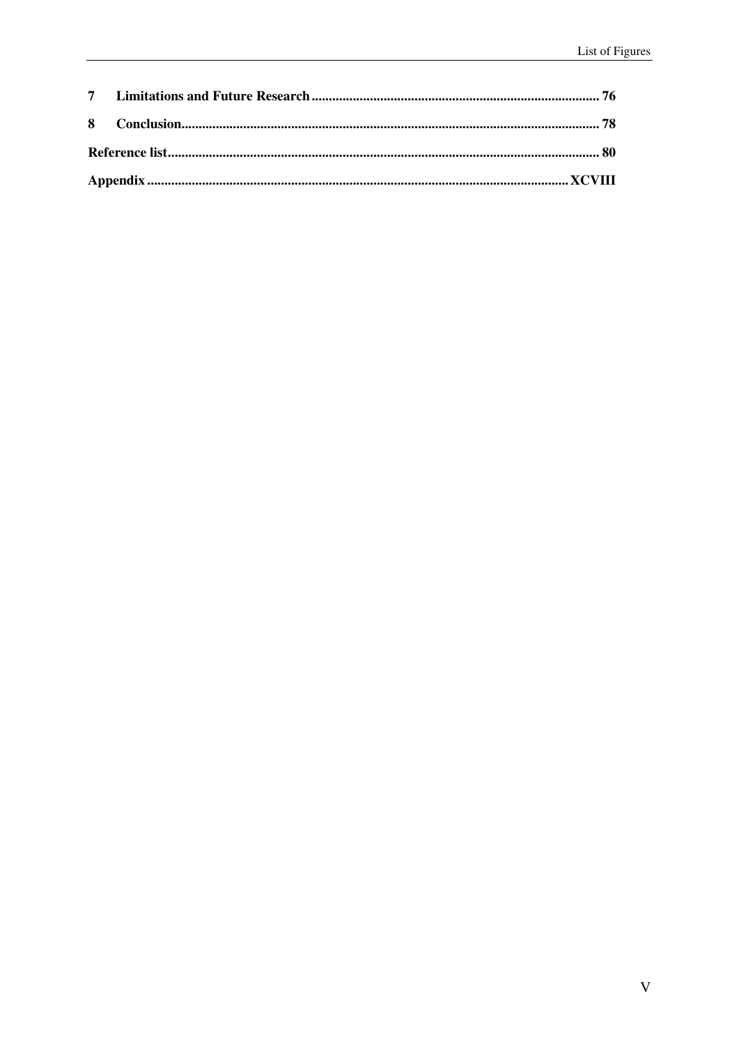**7 Limitations and Future Research** .................................................................................. **76**

**8 Conclusion**........................................................................................................................ **78**

**Reference list**............................................................................................................................ **80**

**Appendix** .......................................................................................................................... **XCVIII**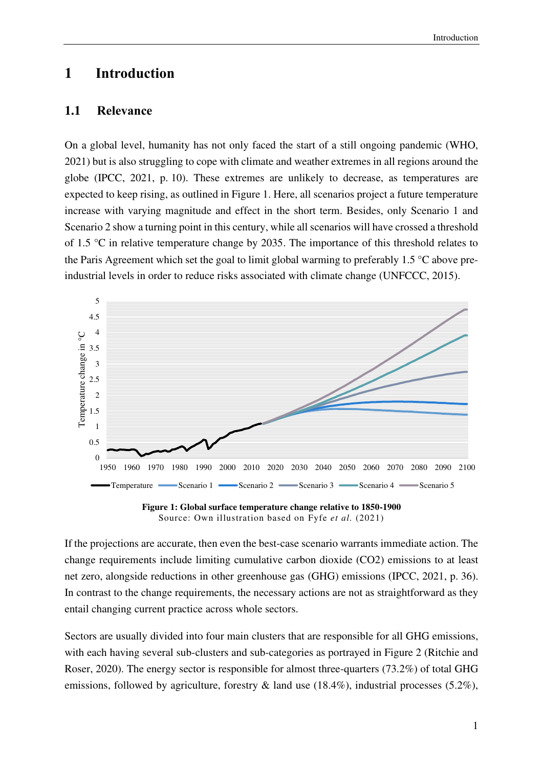# 1 Introduction

## 1.1 Relevance

On a global level, humanity has not only faced the start of a still ongoing pandemic (WHO, 2021) but is also struggling to cope with climate and weather extremes in all regions around the globe (IPCC, 2021, p. 10). These extremes are unlikely to decrease, as temperatures are expected to keep rising, as outlined in Figure 1. Here, all scenarios project a future temperature increase with varying magnitude and effect in the short term. Besides, only Scenario 1 and Scenario 2 show a turning point in this century, while all scenarios will have crossed a threshold of 1.5 °C in relative temperature change by 2035. The importance of this threshold relates to the Paris Agreement which set the goal to limit global warming to preferably 1.5 °C above pre-industrial levels in order to reduce risks associated with climate change (UNFCCC, 2015).

**Figure 1: Global surface temperature change relative to 1850-1900**
Source: Own illustration based on Fyfe *et al.* (2021)

If the projections are accurate, then even the best-case scenario warrants immediate action. The change requirements include limiting cumulative carbon dioxide (CO2) emissions to at least net zero, alongside reductions in other greenhouse gas (GHG) emissions (IPCC, 2021, p. 36). In contrast to the change requirements, the necessary actions are not as straightforward as they entail changing current practice across whole sectors.

Sectors are usually divided into four main clusters that are responsible for all GHG emissions, with each having several sub-clusters and sub-categories as portrayed in Figure 2 (Ritchie and Roser, 2020). The energy sector is responsible for almost three-quarters (73.2%) of total GHG emissions, followed by agriculture, forestry & land use (18.4%), industrial processes (5.2%),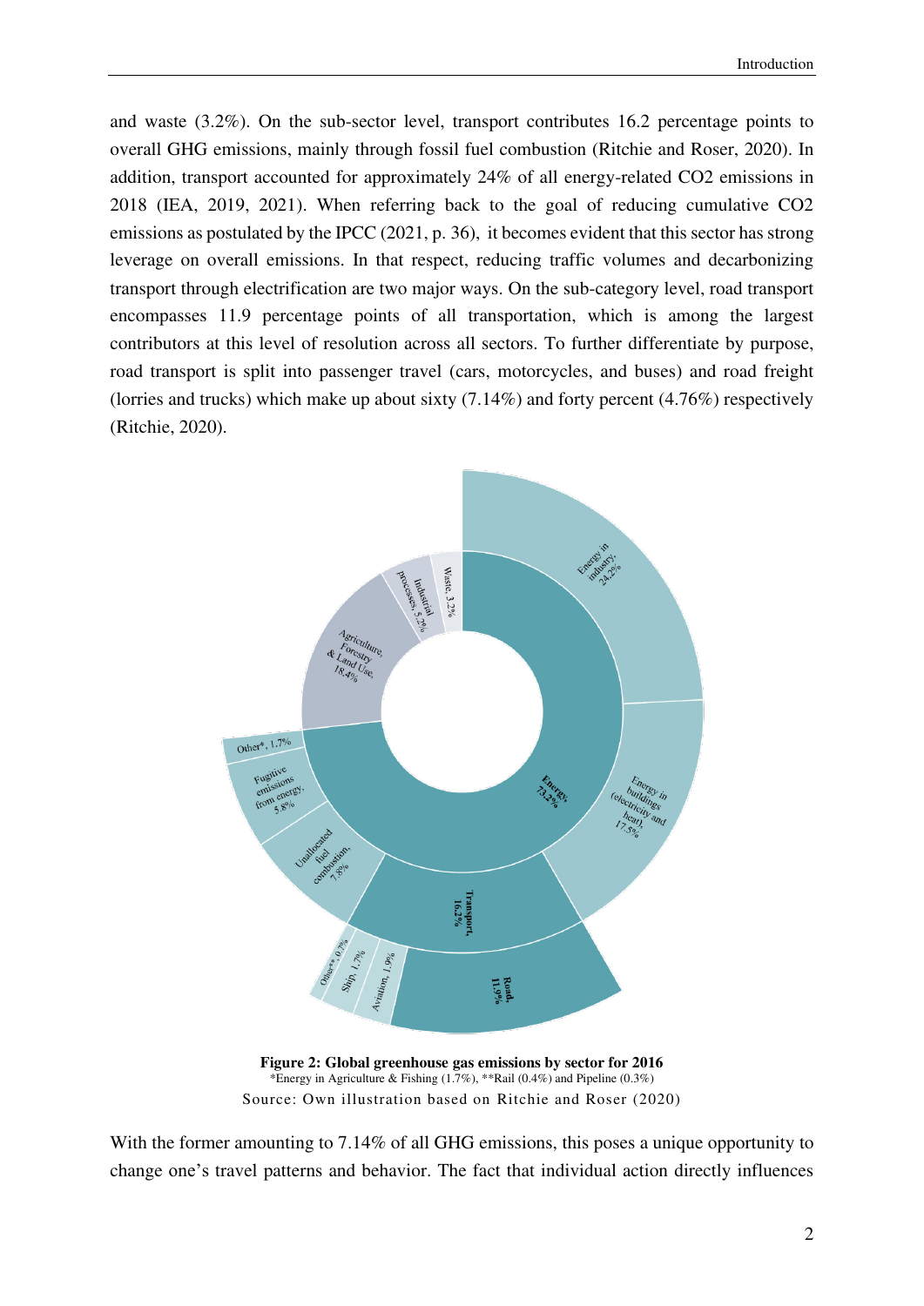and waste (3.2%). On the sub-sector level, transport contributes 16.2 percentage points to overall GHG emissions, mainly through fossil fuel combustion (Ritchie and Roser, 2020). In addition, transport accounted for approximately 24% of all energy-related $CO_2$ emissions in 2018 (IEA, 2019, 2021). When referring back to the goal of reducing cumulative $CO_2$ emissions as postulated by the IPCC (2021, p. 36), it becomes evident that this sector has strong leverage on overall emissions. In that respect, reducing traffic volumes and decarbonizing transport through electrification are two major ways. On the sub-category level, road transport encompasses 11.9 percentage points of all transportation, which is among the largest contributors at this level of resolution across all sectors. To further differentiate by purpose, road transport is split into passenger travel (cars, motorcycles, and buses) and road freight (lorries and trucks) which make up about sixty (7.14%) and forty percent (4.76%) respectively (Ritchie, 2020).

**Figure 2: Global greenhouse gas emissions by sector for 2016**
*Energy in Agriculture & Fishing (1.7%), **Rail (0.4%) and Pipeline (0.3%)
Source: Own illustration based on Ritchie and Roser (2020)

With the former amounting to 7.14% of all GHG emissions, this poses a unique opportunity to change one's travel patterns and behavior. The fact that individual action directly influences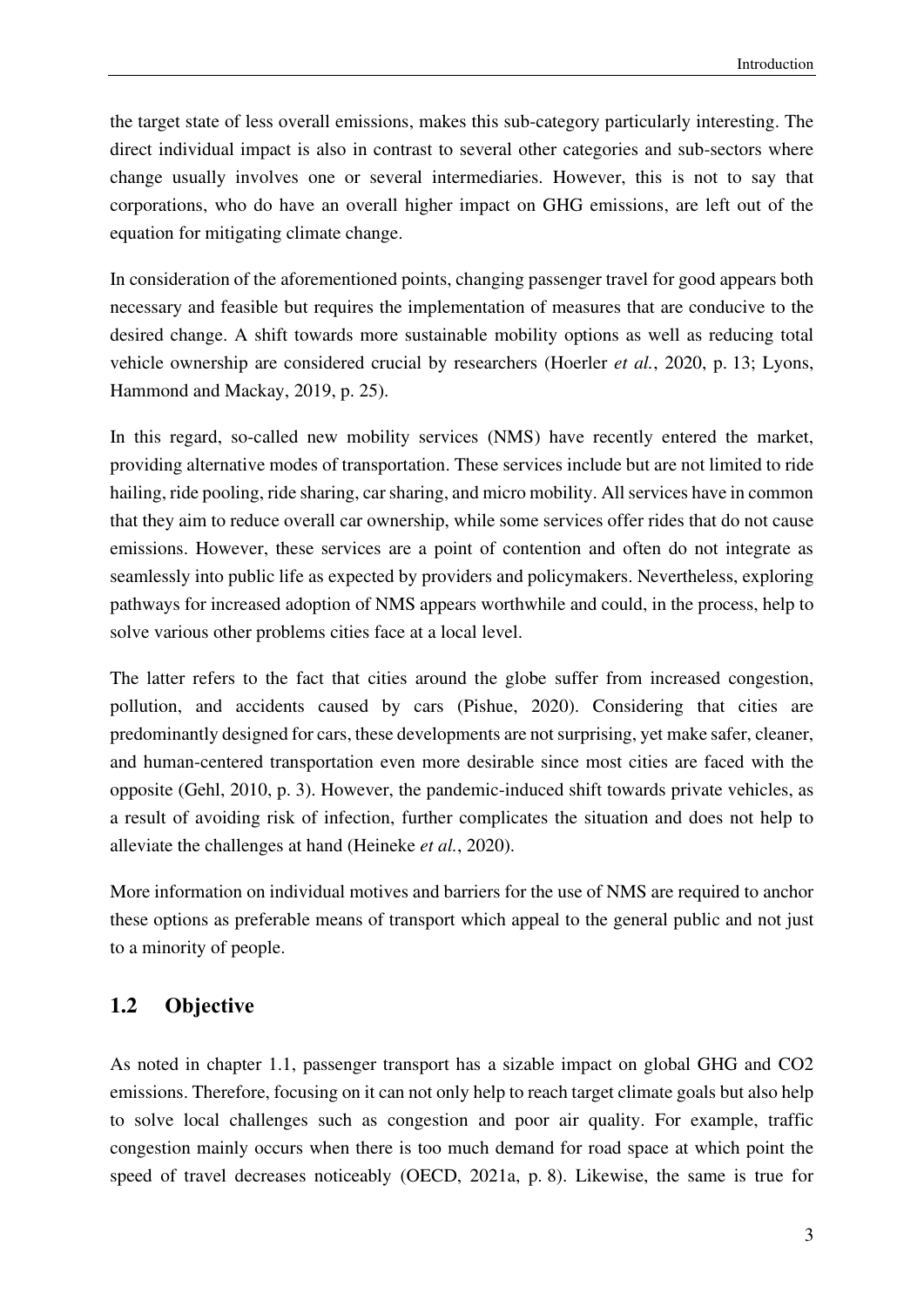the target state of less overall emissions, makes this sub-category particularly interesting. The direct individual impact is also in contrast to several other categories and sub-sectors where change usually involves one or several intermediaries. However, this is not to say that corporations, who do have an overall higher impact on GHG emissions, are left out of the equation for mitigating climate change.

In consideration of the aforementioned points, changing passenger travel for good appears both necessary and feasible but requires the implementation of measures that are conducive to the desired change. A shift towards more sustainable mobility options as well as reducing total vehicle ownership are considered crucial by researchers (Hoerler *et al.*, 2020, p. 13; Lyons, Hammond and Mackay, 2019, p. 25).

In this regard, so-called new mobility services (NMS) have recently entered the market, providing alternative modes of transportation. These services include but are not limited to ride hailing, ride pooling, ride sharing, car sharing, and micro mobility. All services have in common that they aim to reduce overall car ownership, while some services offer rides that do not cause emissions. However, these services are a point of contention and often do not integrate as seamlessly into public life as expected by providers and policymakers. Nevertheless, exploring pathways for increased adoption of NMS appears worthwhile and could, in the process, help to solve various other problems cities face at a local level.

The latter refers to the fact that cities around the globe suffer from increased congestion, pollution, and accidents caused by cars (Pishue, 2020). Considering that cities are predominantly designed for cars, these developments are not surprising, yet make safer, cleaner, and human-centered transportation even more desirable since most cities are faced with the opposite (Gehl, 2010, p. 3). However, the pandemic-induced shift towards private vehicles, as a result of avoiding risk of infection, further complicates the situation and does not help to alleviate the challenges at hand (Heineke *et al.*, 2020).

More information on individual motives and barriers for the use of NMS are required to anchor these options as preferable means of transport which appeal to the general public and not just to a minority of people.

## 1.2 Objective

As noted in chapter 1.1, passenger transport has a sizable impact on global GHG and CO2 emissions. Therefore, focusing on it can not only help to reach target climate goals but also help to solve local challenges such as congestion and poor air quality. For example, traffic congestion mainly occurs when there is too much demand for road space at which point the speed of travel decreases noticeably (OECD, 2021a, p. 8). Likewise, the same is true for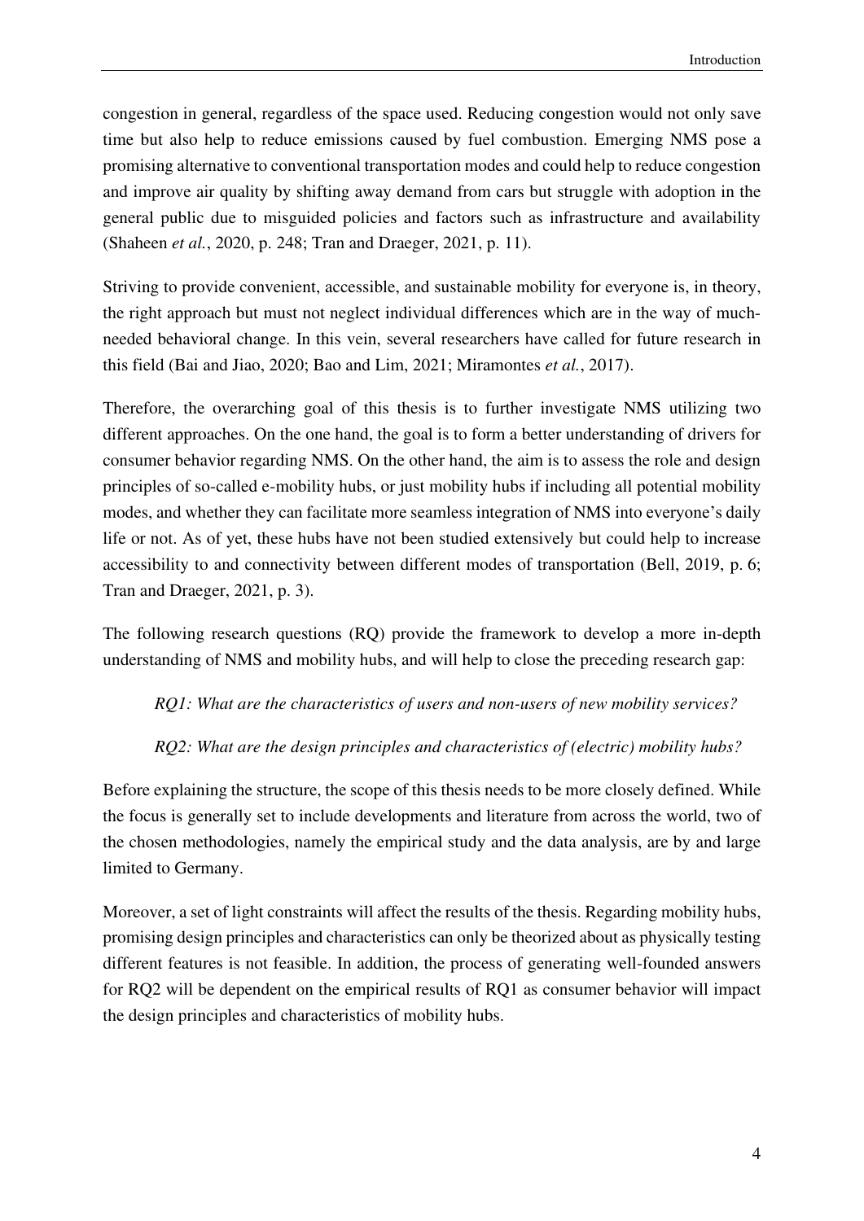congestion in general, regardless of the space used. Reducing congestion would not only save time but also help to reduce emissions caused by fuel combustion. Emerging NMS pose a promising alternative to conventional transportation modes and could help to reduce congestion and improve air quality by shifting away demand from cars but struggle with adoption in the general public due to misguided policies and factors such as infrastructure and availability (Shaheen *et al.*, 2020, p. 248; Tran and Draeger, 2021, p. 11).

Striving to provide convenient, accessible, and sustainable mobility for everyone is, in theory, the right approach but must not neglect individual differences which are in the way of much-needed behavioral change. In this vein, several researchers have called for future research in this field (Bai and Jiao, 2020; Bao and Lim, 2021; Miramontes *et al.*, 2017).

Therefore, the overarching goal of this thesis is to further investigate NMS utilizing two different approaches. On the one hand, the goal is to form a better understanding of drivers for consumer behavior regarding NMS. On the other hand, the aim is to assess the role and design principles of so-called e-mobility hubs, or just mobility hubs if including all potential mobility modes, and whether they can facilitate more seamless integration of NMS into everyone's daily life or not. As of yet, these hubs have not been studied extensively but could help to increase accessibility to and connectivity between different modes of transportation (Bell, 2019, p. 6; Tran and Draeger, 2021, p. 3).

The following research questions (RQ) provide the framework to develop a more in-depth understanding of NMS and mobility hubs, and will help to close the preceding research gap:

*RQ1: What are the characteristics of users and non-users of new mobility services?*

*RQ2: What are the design principles and characteristics of (electric) mobility hubs?*

Before explaining the structure, the scope of this thesis needs to be more closely defined. While the focus is generally set to include developments and literature from across the world, two of the chosen methodologies, namely the empirical study and the data analysis, are by and large limited to Germany.

Moreover, a set of light constraints will affect the results of the thesis. Regarding mobility hubs, promising design principles and characteristics can only be theorized about as physically testing different features is not feasible. In addition, the process of generating well-founded answers for RQ2 will be dependent on the empirical results of RQ1 as consumer behavior will impact the design principles and characteristics of mobility hubs.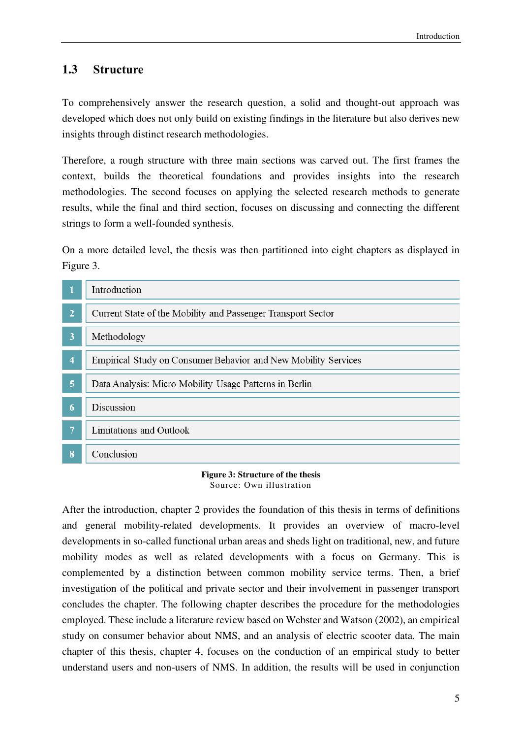## 1.3 Structure

To comprehensively answer the research question, a solid and thought-out approach was developed which does not only build on existing findings in the literature but also derives new insights through distinct research methodologies.

Therefore, a rough structure with three main sections was carved out. The first frames the context, builds the theoretical foundations and provides insights into the research methodologies. The second focuses on applying the selected research methods to generate results, while the final and third section, focuses on discussing and connecting the different strings to form a well-founded synthesis.

On a more detailed level, the thesis was then partitioned into eight chapters as displayed in Figure 3.

| | |
|---|---|
| 1 | Introduction |
| 2 | Current State of the Mobility and Passenger Transport Sector |
| 3 | Methodology |
| 4 | Empirical Study on Consumer Behavior and New Mobility Services |
| 5 | Data Analysis: Micro Mobility Usage Patterns in Berlin |
| 6 | Discussion |
| 7 | Limitations and Outlook |
| 8 | Conclusion |

**Figure 3: Structure of the thesis**
Source: Own illustration

After the introduction, chapter 2 provides the foundation of this thesis in terms of definitions and general mobility-related developments. It provides an overview of macro-level developments in so-called functional urban areas and sheds light on traditional, new, and future mobility modes as well as related developments with a focus on Germany. This is complemented by a distinction between common mobility service terms. Then, a brief investigation of the political and private sector and their involvement in passenger transport concludes the chapter. The following chapter describes the procedure for the methodologies employed. These include a literature review based on Webster and Watson (2002), an empirical study on consumer behavior about NMS, and an analysis of electric scooter data. The main chapter of this thesis, chapter 4, focuses on the conduction of an empirical study to better understand users and non-users of NMS. In addition, the results will be used in conjunction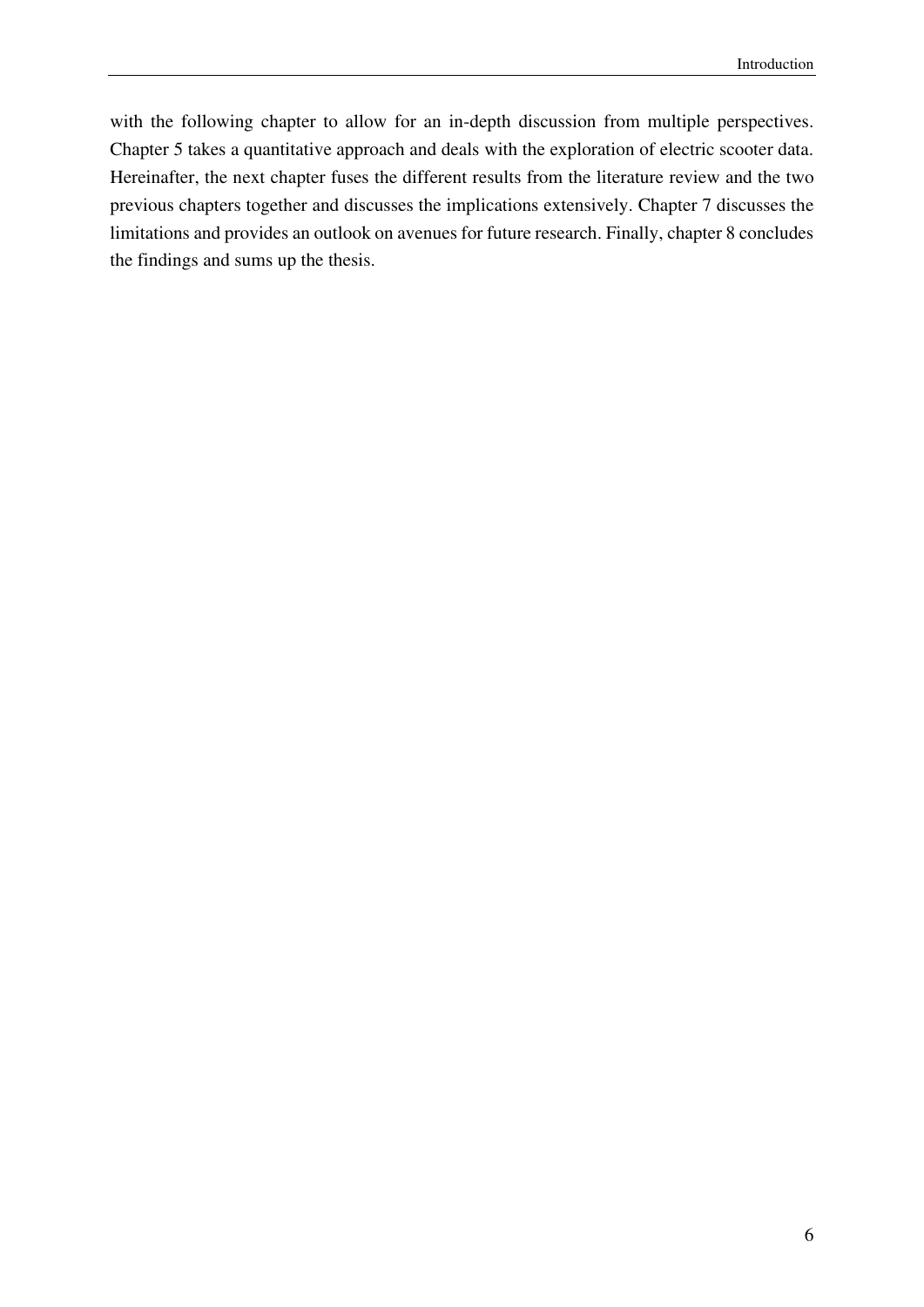with the following chapter to allow for an in-depth discussion from multiple perspectives. Chapter 5 takes a quantitative approach and deals with the exploration of electric scooter data. Hereinafter, the next chapter fuses the different results from the literature review and the two previous chapters together and discusses the implications extensively. Chapter 7 discusses the limitations and provides an outlook on avenues for future research. Finally, chapter 8 concludes the findings and sums up the thesis.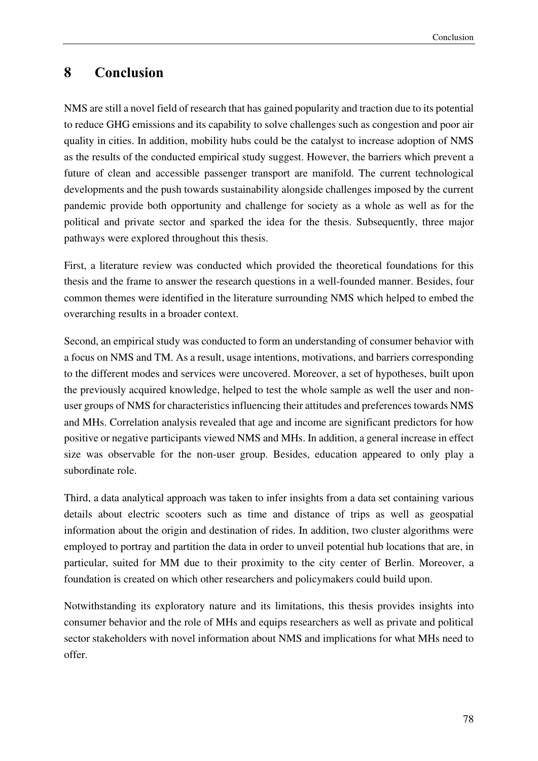# 8 Conclusion

NMS are still a novel field of research that has gained popularity and traction due to its potential to reduce GHG emissions and its capability to solve challenges such as congestion and poor air quality in cities. In addition, mobility hubs could be the catalyst to increase adoption of NMS as the results of the conducted empirical study suggest. However, the barriers which prevent a future of clean and accessible passenger transport are manifold. The current technological developments and the push towards sustainability alongside challenges imposed by the current pandemic provide both opportunity and challenge for society as a whole as well as for the political and private sector and sparked the idea for the thesis. Subsequently, three major pathways were explored throughout this thesis.

First, a literature review was conducted which provided the theoretical foundations for this thesis and the frame to answer the research questions in a well-founded manner. Besides, four common themes were identified in the literature surrounding NMS which helped to embed the overarching results in a broader context.

Second, an empirical study was conducted to form an understanding of consumer behavior with a focus on NMS and TM. As a result, usage intentions, motivations, and barriers corresponding to the different modes and services were uncovered. Moreover, a set of hypotheses, built upon the previously acquired knowledge, helped to test the whole sample as well the user and non-user groups of NMS for characteristics influencing their attitudes and preferences towards NMS and MHs. Correlation analysis revealed that age and income are significant predictors for how positive or negative participants viewed NMS and MHs. In addition, a general increase in effect size was observable for the non-user group. Besides, education appeared to only play a subordinate role.

Third, a data analytical approach was taken to infer insights from a data set containing various details about electric scooters such as time and distance of trips as well as geospatial information about the origin and destination of rides. In addition, two cluster algorithms were employed to portray and partition the data in order to unveil potential hub locations that are, in particular, suited for MM due to their proximity to the city center of Berlin. Moreover, a foundation is created on which other researchers and policymakers could build upon.

Notwithstanding its exploratory nature and its limitations, this thesis provides insights into consumer behavior and the role of MHs and equips researchers as well as private and political sector stakeholders with novel information about NMS and implications for what MHs need to offer.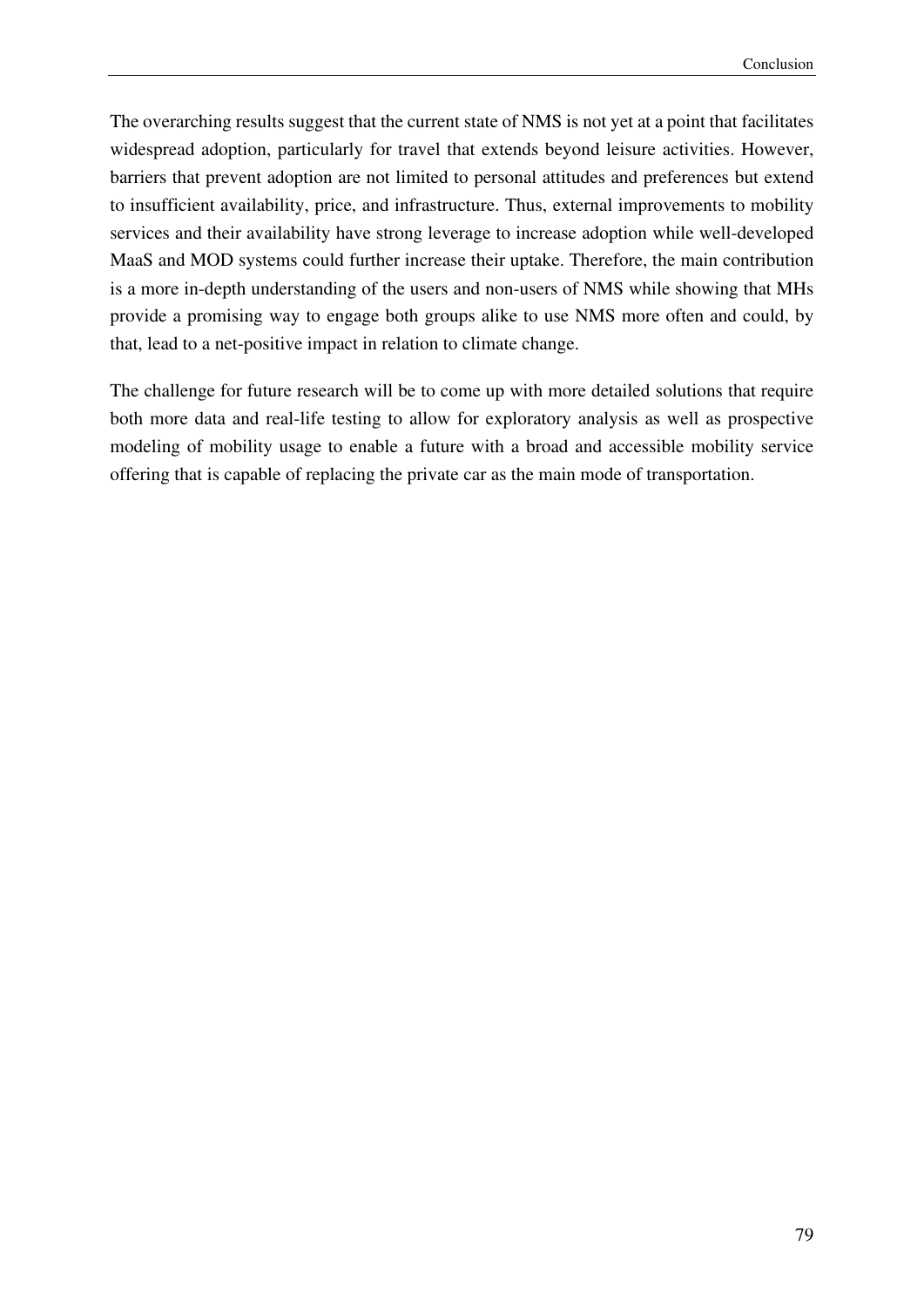The overarching results suggest that the current state of NMS is not yet at a point that facilitates widespread adoption, particularly for travel that extends beyond leisure activities. However, barriers that prevent adoption are not limited to personal attitudes and preferences but extend to insufficient availability, price, and infrastructure. Thus, external improvements to mobility services and their availability have strong leverage to increase adoption while well-developed MaaS and MOD systems could further increase their uptake. Therefore, the main contribution is a more in-depth understanding of the users and non-users of NMS while showing that MHs provide a promising way to engage both groups alike to use NMS more often and could, by that, lead to a net-positive impact in relation to climate change.

The challenge for future research will be to come up with more detailed solutions that require both more data and real-life testing to allow for exploratory analysis as well as prospective modeling of mobility usage to enable a future with a broad and accessible mobility service offering that is capable of replacing the private car as the main mode of transportation.